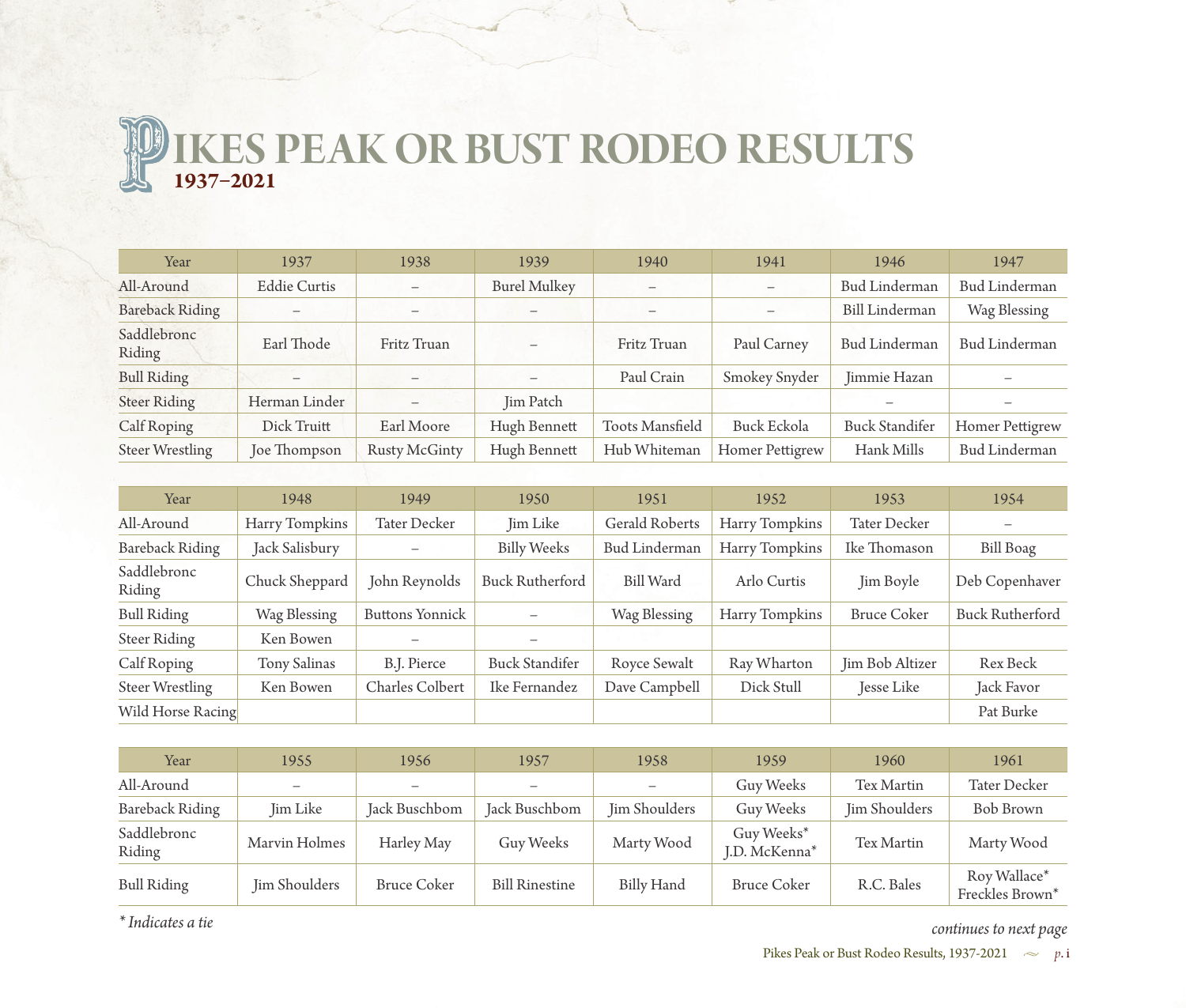# PIKES PEAK OR BUST RODEO RESULTS

## 1937–2021

| Year | 1937 | 1938 | 1939 | 1940 | 1941 | 1946 | 1947 |
|---|---|---|---|---|---|---|---|
| All-Around | Eddie Curtis | – | Burel Mulkey | – | – | Bud Linderman | Bud Linderman |
| Bareback Riding | – | – | – | – | – | Bill Linderman | Wag Blessing |
| Saddlebronc Riding | Earl Thode | Fritz Truan | – | Fritz Truan | Paul Carney | Bud Linderman | Bud Linderman |
| Bull Riding | – | – | – | Paul Crain | Smokey Snyder | Jimmie Hazan | – |
| Steer Riding | Herman Linder | – | Jim Patch | | | – | – |
| Calf Roping | Dick Truitt | Earl Moore | Hugh Bennett | Toots Mansfield | Buck Eckola | Buck Standifer | Homer Pettigrew |
| Steer Wrestling | Joe Thompson | Rusty McGinty | Hugh Bennett | Hub Whiteman | Homer Pettigrew | Hank Mills | Bud Linderman |

| Year | 1948 | 1949 | 1950 | 1951 | 1952 | 1953 | 1954 |
|---|---|---|---|---|---|---|---|
| All-Around | Harry Tompkins | Tater Decker | Jim Like | Gerald Roberts | Harry Tompkins | Tater Decker | – |
| Bareback Riding | Jack Salisbury | – | Billy Weeks | Bud Linderman | Harry Tompkins | Ike Thomason | Bill Boag |
| Saddlebronc Riding | Chuck Sheppard | John Reynolds | Buck Rutherford | Bill Ward | Arlo Curtis | Jim Boyle | Deb Copenhaver |
| Bull Riding | Wag Blessing | Buttons Yonnick | – | Wag Blessing | Harry Tompkins | Bruce Coker | Buck Rutherford |
| Steer Riding | Ken Bowen | – | – | | | | |
| Calf Roping | Tony Salinas | B.J. Pierce | Buck Standifer | Royce Sewalt | Ray Wharton | Jim Bob Altizer | Rex Beck |
| Steer Wrestling | Ken Bowen | Charles Colbert | Ike Fernandez | Dave Campbell | Dick Stull | Jesse Like | Jack Favor |
| Wild Horse Racing | | | | | | | Pat Burke |

| Year | 1955 | 1956 | 1957 | 1958 | 1959 | 1960 | 1961 |
|---|---|---|---|---|---|---|---|
| All-Around | – | – | – | – | Guy Weeks | Tex Martin | Tater Decker |
| Bareback Riding | Jim Like | Jack Buschbom | Jack Buschbom | Jim Shoulders | Guy Weeks | Jim Shoulders | Bob Brown |
| Saddlebronc Riding | Marvin Holmes | Harley May | Guy Weeks | Marty Wood | Guy Weeks* J.D. McKenna* | Tex Martin | Marty Wood |
| Bull Riding | Jim Shoulders | Bruce Coker | Bill Rinestine | Billy Hand | Bruce Coker | R.C. Bales | Roy Wallace* Freckles Brown* |

*\* Indicates a tie*

*continues to next page*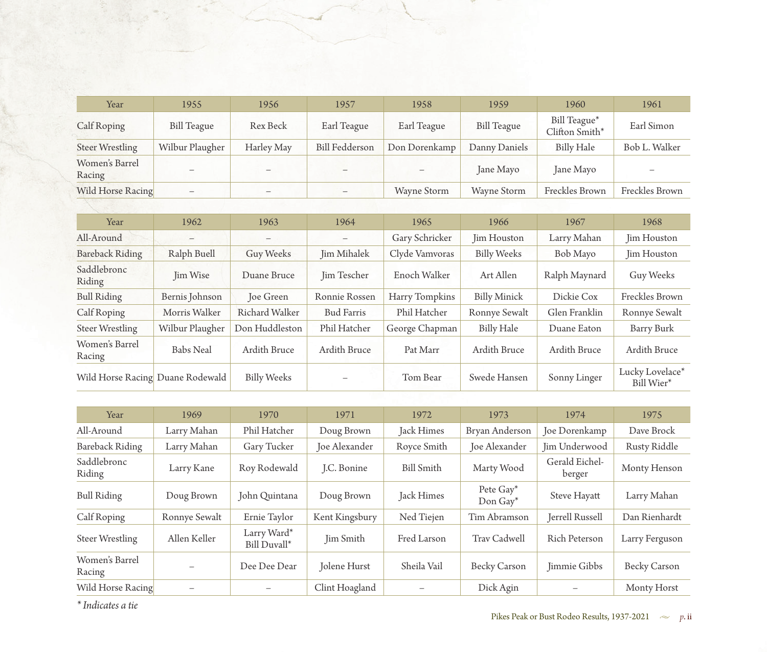| Year | 1955 | 1956 | 1957 | 1958 | 1959 | 1960 | 1961 |
|---|---|---|---|---|---|---|---|
| Calf Roping | Bill Teague | Rex Beck | Earl Teague | Earl Teague | Bill Teague | Bill Teague* Clifton Smith* | Earl Simon |
| Steer Wrestling | Wilbur Plaugher | Harley May | Bill Fedderson | Don Dorenkamp | Danny Daniels | Billy Hale | Bob L. Walker |
| Women's Barrel Racing | – | – | – | – | Jane Mayo | Jane Mayo | – |
| Wild Horse Racing | – | – | – | Wayne Storm | Wayne Storm | Freckles Brown | Freckles Brown |

| Year | 1962 | 1963 | 1964 | 1965 | 1966 | 1967 | 1968 |
|---|---|---|---|---|---|---|---|
| All-Around | – | – | – | Gary Schricker | Jim Houston | Larry Mahan | Jim Houston |
| Bareback Riding | Ralph Buell | Guy Weeks | Jim Mihalek | Clyde Vamvoras | Billy Weeks | Bob Mayo | Jim Houston |
| Saddlebronc Riding | Jim Wise | Duane Bruce | Jim Tescher | Enoch Walker | Art Allen | Ralph Maynard | Guy Weeks |
| Bull Riding | Bernis Johnson | Joe Green | Ronnie Rossen | Harry Tompkins | Billy Minick | Dickie Cox | Freckles Brown |
| Calf Roping | Morris Walker | Richard Walker | Bud Farris | Phil Hatcher | Ronnye Sewalt | Glen Franklin | Ronnye Sewalt |
| Steer Wrestling | Wilbur Plaugher | Don Huddleston | Phil Hatcher | George Chapman | Billy Hale | Duane Eaton | Barry Burk |
| Women's Barrel Racing | Babs Neal | Ardith Bruce | Ardith Bruce | Pat Marr | Ardith Bruce | Ardith Bruce | Ardith Bruce |
| Wild Horse Racing | Duane Rodewald | Billy Weeks | – | Tom Bear | Swede Hansen | Sonny Linger | Lucky Lovelace* Bill Wier* |

| Year | 1969 | 1970 | 1971 | 1972 | 1973 | 1974 | 1975 |
|---|---|---|---|---|---|---|---|
| All-Around | Larry Mahan | Phil Hatcher | Doug Brown | Jack Himes | Bryan Anderson | Joe Dorenkamp | Dave Brock |
| Bareback Riding | Larry Mahan | Gary Tucker | Joe Alexander | Royce Smith | Joe Alexander | Jim Underwood | Rusty Riddle |
| Saddlebronc Riding | Larry Kane | Roy Rodewald | J.C. Bonine | Bill Smith | Marty Wood | Gerald Eichelberger | Monty Henson |
| Bull Riding | Doug Brown | John Quintana | Doug Brown | Jack Himes | Pete Gay* Don Gay* | Steve Hayatt | Larry Mahan |
| Calf Roping | Ronnye Sewalt | Ernie Taylor | Kent Kingsbury | Ned Tiejen | Tim Abramson | Jerrell Russell | Dan Rienhardt |
| Steer Wrestling | Allen Keller | Larry Ward* Bill Duvall* | Jim Smith | Fred Larson | Trav Cadwell | Rich Peterson | Larry Ferguson |
| Women's Barrel Racing | – | Dee Dee Dear | Jolene Hurst | Sheila Vail | Becky Carson | Jimmie Gibbs | Becky Carson |
| Wild Horse Racing | – | – | Clint Hoagland | – | Dick Agin | – | Monty Horst |

*\* Indicates a tie*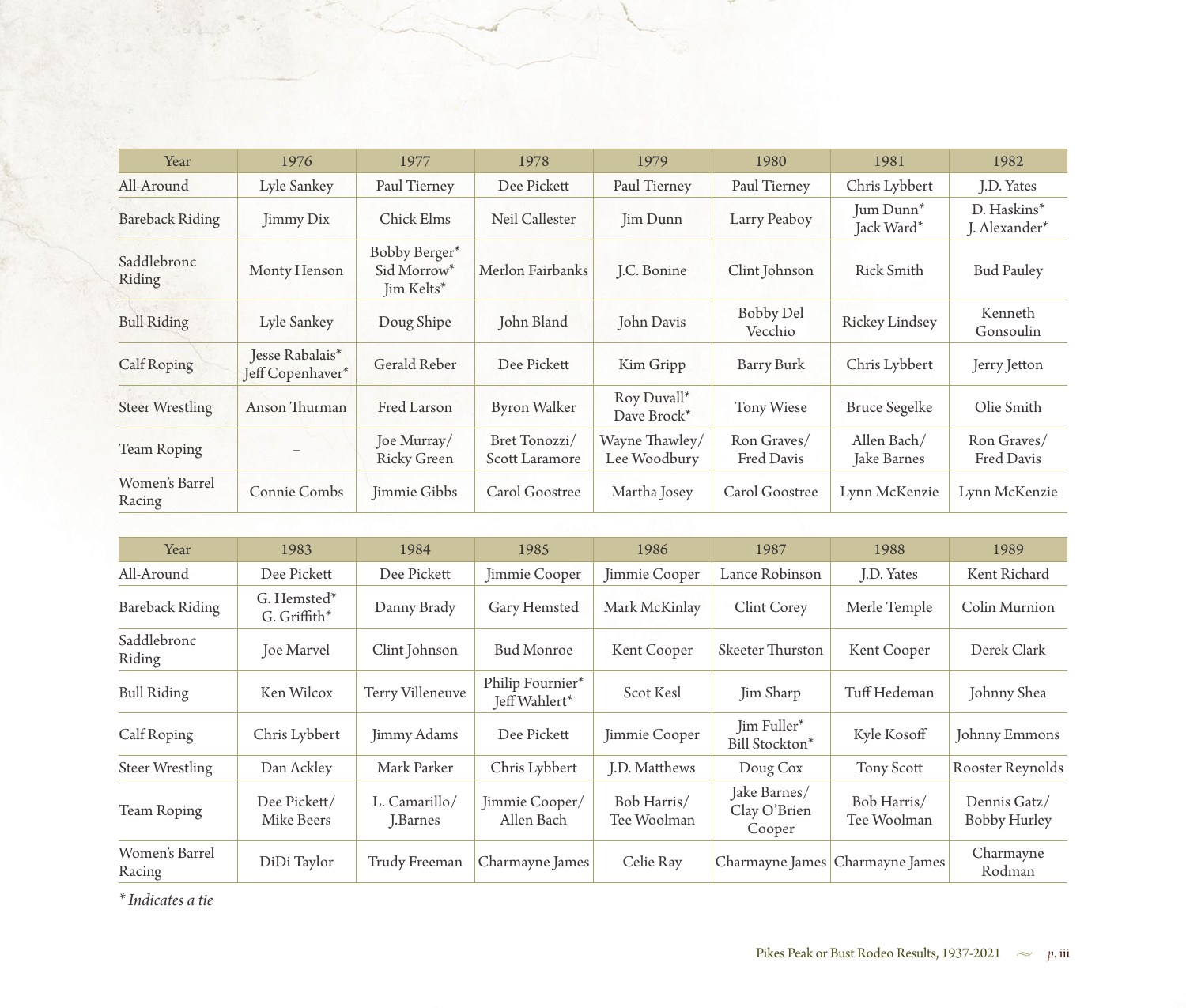| Year | 1976 | 1977 | 1978 | 1979 | 1980 | 1981 | 1982 |
|---|---|---|---|---|---|---|---|
| All-Around | Lyle Sankey | Paul Tierney | Dee Pickett | Paul Tierney | Paul Tierney | Chris Lybbert | J.D. Yates |
| Bareback Riding | Jimmy Dix | Chick Elms | Neil Callester | Jim Dunn | Larry Peaboy | Jum Dunn* Jack Ward* | D. Haskins* J. Alexander* |
| Saddlebronc Riding | Monty Henson | Bobby Berger* Sid Morrow* Jim Kelts* | Merlon Fairbanks | J.C. Bonine | Clint Johnson | Rick Smith | Bud Pauley |
| Bull Riding | Lyle Sankey | Doug Shipe | John Bland | John Davis | Bobby Del Vecchio | Rickey Lindsey | Kenneth Gonsoulin |
| Calf Roping | Jesse Rabalais* Jeff Copenhaver* | Gerald Reber | Dee Pickett | Kim Gripp | Barry Burk | Chris Lybbert | Jerry Jetton |
| Steer Wrestling | Anson Thurman | Fred Larson | Byron Walker | Roy Duvall* Dave Brock* | Tony Wiese | Bruce Segelke | Olie Smith |
| Team Roping | – | Joe Murray/ Ricky Green | Bret Tonozzi/ Scott Laramore | Wayne Thawley/ Lee Woodbury | Ron Graves/ Fred Davis | Allen Bach/ Jake Barnes | Ron Graves/ Fred Davis |
| Women's Barrel Racing | Connie Combs | Jimmie Gibbs | Carol Goostree | Martha Josey | Carol Goostree | Lynn McKenzie | Lynn McKenzie |

| Year | 1983 | 1984 | 1985 | 1986 | 1987 | 1988 | 1989 |
|---|---|---|---|---|---|---|---|
| All-Around | Dee Pickett | Dee Pickett | Jimmie Cooper | Jimmie Cooper | Lance Robinson | J.D. Yates | Kent Richard |
| Bareback Riding | G. Hemsted* G. Griffith* | Danny Brady | Gary Hemsted | Mark McKinlay | Clint Corey | Merle Temple | Colin Murnion |
| Saddlebronc Riding | Joe Marvel | Clint Johnson | Bud Monroe | Kent Cooper | Skeeter Thurston | Kent Cooper | Derek Clark |
| Bull Riding | Ken Wilcox | Terry Villeneuve | Philip Fournier* Jeff Wahlert* | Scot Kesl | Jim Sharp | Tuff Hedeman | Johnny Shea |
| Calf Roping | Chris Lybbert | Jimmy Adams | Dee Pickett | Jimmie Cooper | Jim Fuller* Bill Stockton* | Kyle Kosoff | Johnny Emmons |
| Steer Wrestling | Dan Ackley | Mark Parker | Chris Lybbert | J.D. Matthews | Doug Cox | Tony Scott | Rooster Reynolds |
| Team Roping | Dee Pickett/ Mike Beers | L. Camarillo/ J.Barnes | Jimmie Cooper/ Allen Bach | Bob Harris/ Tee Woolman | Jake Barnes/ Clay O'Brien Cooper | Bob Harris/ Tee Woolman | Dennis Gatz/ Bobby Hurley |
| Women's Barrel Racing | DiDi Taylor | Trudy Freeman | Charmayne James | Celie Ray | Charmayne James | Charmayne James | Charmayne Rodman |

*\* Indicates a tie*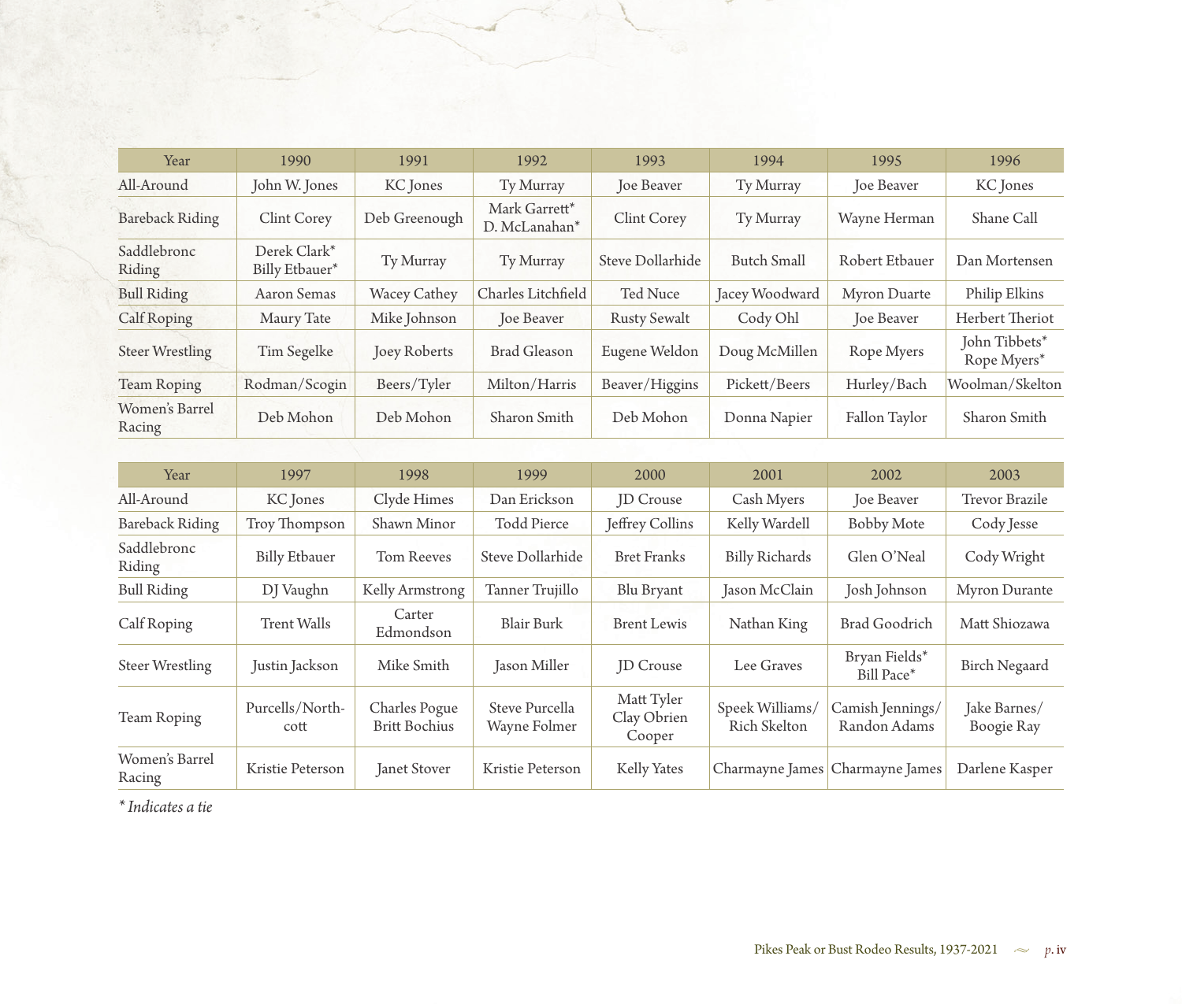| Year | 1990 | 1991 | 1992 | 1993 | 1994 | 1995 | 1996 |
|---|---|---|---|---|---|---|---|
| All-Around | John W. Jones | KC Jones | Ty Murray | Joe Beaver | Ty Murray | Joe Beaver | KC Jones |
| Bareback Riding | Clint Corey | Deb Greenough | Mark Garrett* D. McLanahan* | Clint Corey | Ty Murray | Wayne Herman | Shane Call |
| Saddlebronc Riding | Derek Clark* Billy Etbauer* | Ty Murray | Ty Murray | Steve Dollarhide | Butch Small | Robert Etbauer | Dan Mortensen |
| Bull Riding | Aaron Semas | Wacey Cathey | Charles Litchfield | Ted Nuce | Jacey Woodward | Myron Duarte | Philip Elkins |
| Calf Roping | Maury Tate | Mike Johnson | Joe Beaver | Rusty Sewalt | Cody Ohl | Joe Beaver | Herbert Theriot |
| Steer Wrestling | Tim Segelke | Joey Roberts | Brad Gleason | Eugene Weldon | Doug McMillen | Rope Myers | John Tibbets* Rope Myers* |
| Team Roping | Rodman/Scogin | Beers/Tyler | Milton/Harris | Beaver/Higgins | Pickett/Beers | Hurley/Bach | Woolman/Skelton |
| Women's Barrel Racing | Deb Mohon | Deb Mohon | Sharon Smith | Deb Mohon | Donna Napier | Fallon Taylor | Sharon Smith |

| Year | 1997 | 1998 | 1999 | 2000 | 2001 | 2002 | 2003 |
|---|---|---|---|---|---|---|---|
| All-Around | KC Jones | Clyde Himes | Dan Erickson | JD Crouse | Cash Myers | Joe Beaver | Trevor Brazile |
| Bareback Riding | Troy Thompson | Shawn Minor | Todd Pierce | Jeffrey Collins | Kelly Wardell | Bobby Mote | Cody Jesse |
| Saddlebronc Riding | Billy Etbauer | Tom Reeves | Steve Dollarhide | Bret Franks | Billy Richards | Glen O'Neal | Cody Wright |
| Bull Riding | DJ Vaughn | Kelly Armstrong | Tanner Trujillo | Blu Bryant | Jason McClain | Josh Johnson | Myron Durante |
| Calf Roping | Trent Walls | Carter Edmondson | Blair Burk | Brent Lewis | Nathan King | Brad Goodrich | Matt Shiozawa |
| Steer Wrestling | Justin Jackson | Mike Smith | Jason Miller | JD Crouse | Lee Graves | Bryan Fields* Bill Pace* | Birch Negaard |
| Team Roping | Purcells/North-cott | Charles Pogue Britt Bochius | Steve Purcella Wayne Folmer | Matt Tyler Clay Obrien Cooper | Speek Williams/ Rich Skelton | Camish Jennings/ Randon Adams | Jake Barnes/ Boogie Ray |
| Women's Barrel Racing | Kristie Peterson | Janet Stover | Kristie Peterson | Kelly Yates | Charmayne James | Charmayne James | Darlene Kasper |

*\* Indicates a tie*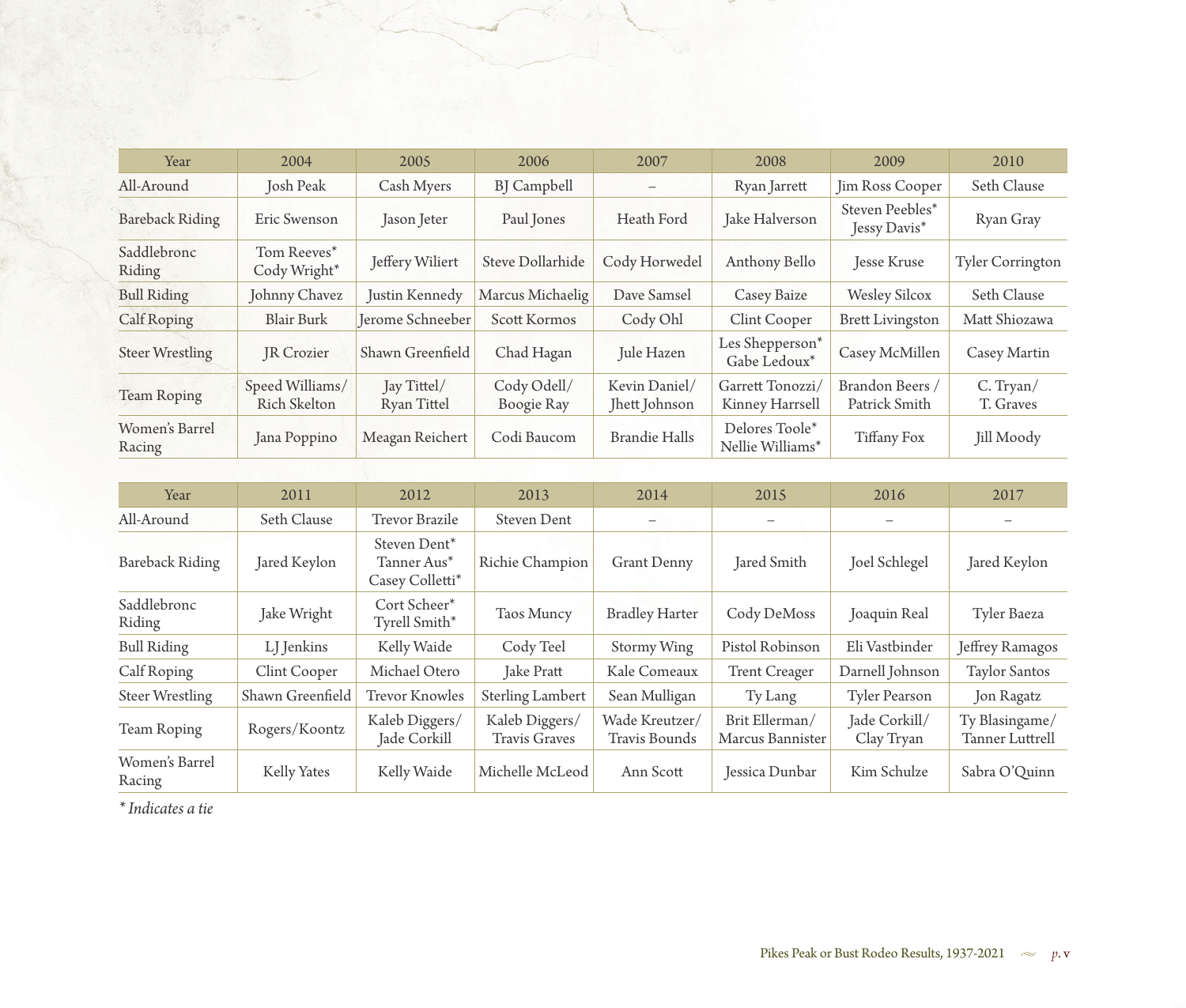| Year | 2004 | 2005 | 2006 | 2007 | 2008 | 2009 | 2010 |
|---|---|---|---|---|---|---|---|
| All-Around | Josh Peak | Cash Myers | BJ Campbell | – | Ryan Jarrett | Jim Ross Cooper | Seth Clause |
| Bareback Riding | Eric Swenson | Jason Jeter | Paul Jones | Heath Ford | Jake Halverson | Steven Peebles* Jessy Davis* | Ryan Gray |
| Saddlebronc Riding | Tom Reeves* Cody Wright* | Jeffery Wiliert | Steve Dollarhide | Cody Horwedel | Anthony Bello | Jesse Kruse | Tyler Corrington |
| Bull Riding | Johnny Chavez | Justin Kennedy | Marcus Michaelig | Dave Samsel | Casey Baize | Wesley Silcox | Seth Clause |
| Calf Roping | Blair Burk | Jerome Schneeber | Scott Kormos | Cody Ohl | Clint Cooper | Brett Livingston | Matt Shiozawa |
| Steer Wrestling | JR Crozier | Shawn Greenfield | Chad Hagan | Jule Hazen | Les Shepperson* Gabe Ledoux* | Casey McMillen | Casey Martin |
| Team Roping | Speed Williams/ Rich Skelton | Jay Tittel/ Ryan Tittel | Cody Odell/ Boogie Ray | Kevin Daniel/ Jhett Johnson | Garrett Tonozzi/ Kinney Harrsell | Brandon Beers / Patrick Smith | C. Tryan/ T. Graves |
| Women's Barrel Racing | Jana Poppino | Meagan Reichert | Codi Baucom | Brandie Halls | Delores Toole* Nellie Williams* | Tiffany Fox | Jill Moody |

| Year | 2011 | 2012 | 2013 | 2014 | 2015 | 2016 | 2017 |
|---|---|---|---|---|---|---|---|
| All-Around | Seth Clause | Trevor Brazile | Steven Dent | – | – | – | – |
| Bareback Riding | Jared Keylon | Steven Dent* Tanner Aus* Casey Colletti* | Richie Champion | Grant Denny | Jared Smith | Joel Schlegel | Jared Keylon |
| Saddlebronc Riding | Jake Wright | Cort Scheer* Tyrell Smith* | Taos Muncy | Bradley Harter | Cody DeMoss | Joaquin Real | Tyler Baeza |
| Bull Riding | LJ Jenkins | Kelly Waide | Cody Teel | Stormy Wing | Pistol Robinson | Eli Vastbinder | Jeffrey Ramagos |
| Calf Roping | Clint Cooper | Michael Otero | Jake Pratt | Kale Comeaux | Trent Creager | Darnell Johnson | Taylor Santos |
| Steer Wrestling | Shawn Greenfield | Trevor Knowles | Sterling Lambert | Sean Mulligan | Ty Lang | Tyler Pearson | Jon Ragatz |
| Team Roping | Rogers/Koontz | Kaleb Diggers/ Jade Corkill | Kaleb Diggers/ Travis Graves | Wade Kreutzer/ Travis Bounds | Brit Ellerman/ Marcus Bannister | Jade Corkill/ Clay Tryan | Ty Blasingame/ Tanner Luttrell |
| Women's Barrel Racing | Kelly Yates | Kelly Waide | Michelle McLeod | Ann Scott | Jessica Dunbar | Kim Schulze | Sabra O'Quinn |

*\* Indicates a tie*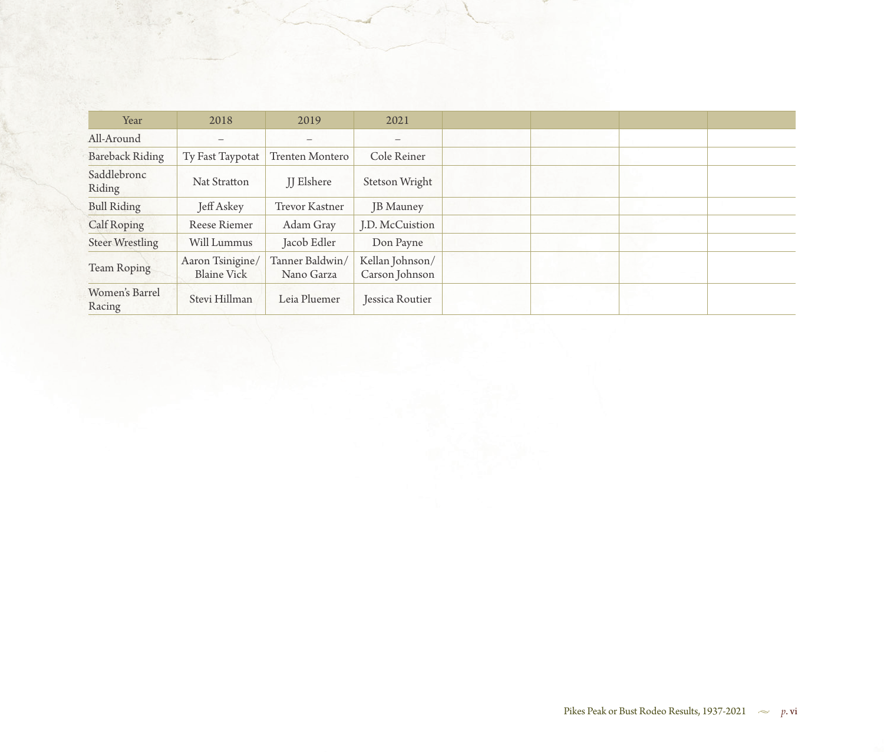| Year | 2018 | 2019 | 2021 | | | | |
|---|---|---|---|---|---|---|---|
| All-Around | – | – | – | | | | |
| Bareback Riding | Ty Fast Taypotat | Trenten Montero | Cole Reiner | | | | |
| Saddlebronc Riding | Nat Stratton | JJ Elshere | Stetson Wright | | | | |
| Bull Riding | Jeff Askey | Trevor Kastner | JB Mauney | | | | |
| Calf Roping | Reese Riemer | Adam Gray | J.D. McCuistion | | | | |
| Steer Wrestling | Will Lummus | Jacob Edler | Don Payne | | | | |
| Team Roping | Aaron Tsinigine/ Blaine Vick | Tanner Baldwin/ Nano Garza | Kellan Johnson/ Carson Johnson | | | | |
| Women's Barrel Racing | Stevi Hillman | Leia Pluemer | Jessica Routier | | | | |